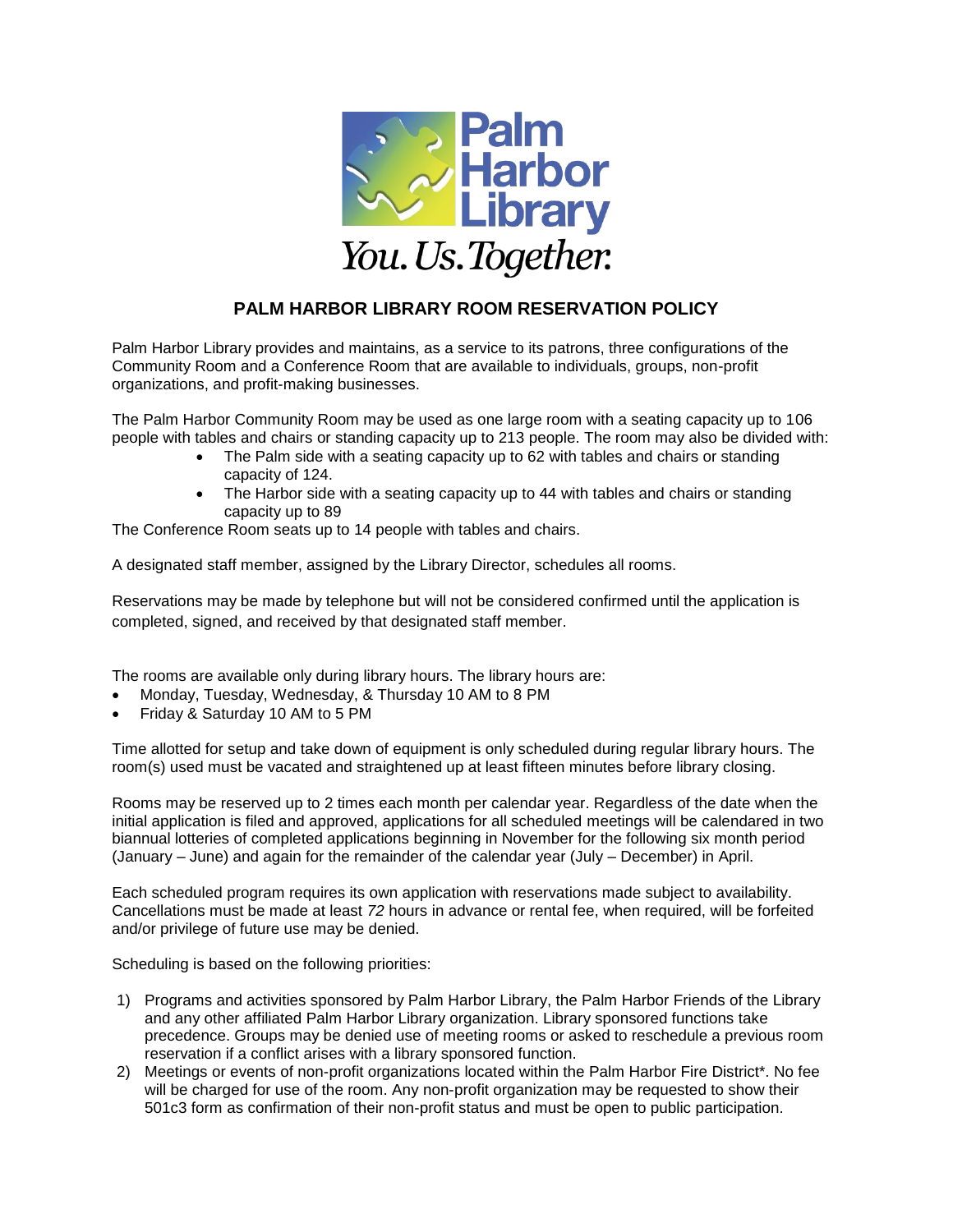Palm Harbor Library

*You. Us. Together.*

# PALM HARBOR LIBRARY ROOM RESERVATION POLICY

Palm Harbor Library provides and maintains, as a service to its patrons, three configurations of the Community Room and a Conference Room that are available to individuals, groups, non-profit organizations, and profit-making businesses.

The Palm Harbor Community Room may be used as one large room with a seating capacity up to 106 people with tables and chairs or standing capacity up to 213 people. The room may also be divided with:

- The Palm side with a seating capacity up to 62 with tables and chairs or standing capacity of 124.
- The Harbor side with a seating capacity up to 44 with tables and chairs or standing capacity up to 89

The Conference Room seats up to 14 people with tables and chairs.

A designated staff member, assigned by the Library Director, schedules all rooms.

Reservations may be made by telephone but will not be considered confirmed until the application is completed, signed, and received by that designated staff member.

The rooms are available only during library hours. The library hours are:

- Monday, Tuesday, Wednesday, & Thursday 10 AM to 8 PM
- Friday & Saturday 10 AM to 5 PM

Time allotted for setup and take down of equipment is only scheduled during regular library hours. The room(s) used must be vacated and straightened up at least fifteen minutes before library closing.

Rooms may be reserved up to 2 times each month per calendar year. Regardless of the date when the initial application is filed and approved, applications for all scheduled meetings will be calendared in two biannual lotteries of completed applications beginning in November for the following six month period (January – June) and again for the remainder of the calendar year (July – December) in April.

Each scheduled program requires its own application with reservations made subject to availability. Cancellations must be made at least *72* hours in advance or rental fee, when required, will be forfeited and/or privilege of future use may be denied.

Scheduling is based on the following priorities:

1) Programs and activities sponsored by Palm Harbor Library, the Palm Harbor Friends of the Library and any other affiliated Palm Harbor Library organization. Library sponsored functions take precedence. Groups may be denied use of meeting rooms or asked to reschedule a previous room reservation if a conflict arises with a library sponsored function.
2) Meetings or events of non-profit organizations located within the Palm Harbor Fire District*. No fee will be charged for use of the room. Any non-profit organization may be requested to show their 501c3 form as confirmation of their non-profit status and must be open to public participation.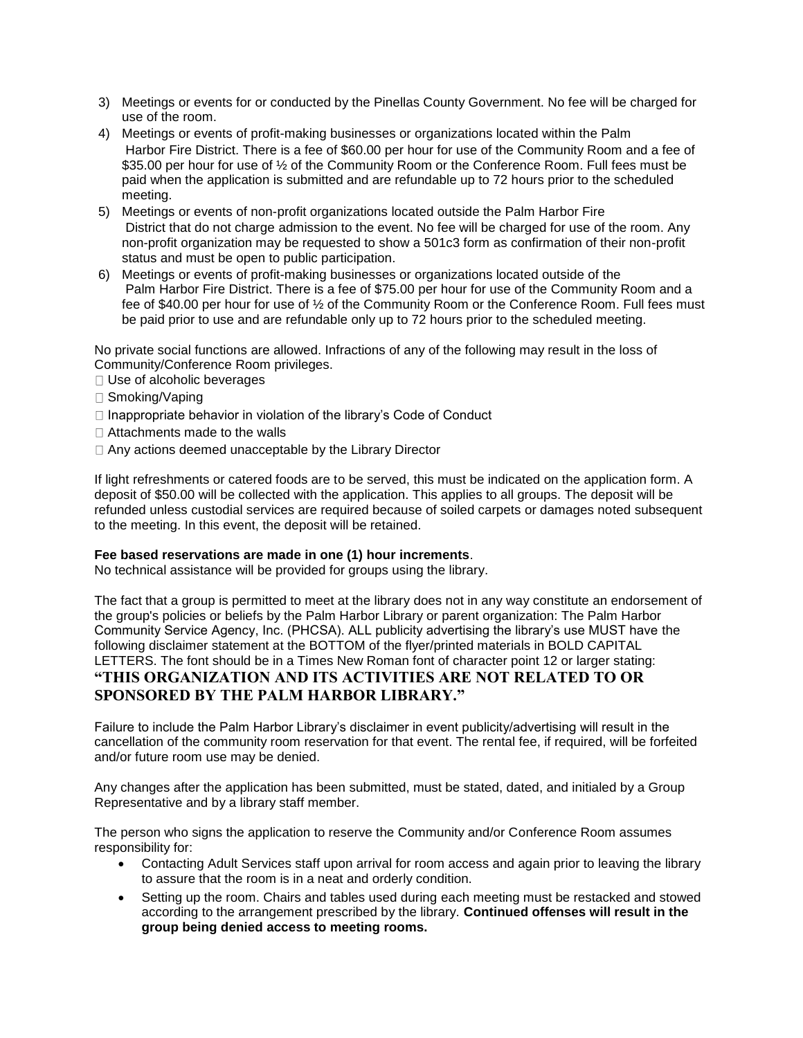3) Meetings or events for or conducted by the Pinellas County Government. No fee will be charged for use of the room.
4) Meetings or events of profit-making businesses or organizations located within the Palm Harbor Fire District. There is a fee of $60.00 per hour for use of the Community Room and a fee of $35.00 per hour for use of ½ of the Community Room or the Conference Room. Full fees must be paid when the application is submitted and are refundable up to 72 hours prior to the scheduled meeting.
5) Meetings or events of non-profit organizations located outside the Palm Harbor Fire District that do not charge admission to the event. No fee will be charged for use of the room. Any non-profit organization may be requested to show a 501c3 form as confirmation of their non-profit status and must be open to public participation.
6) Meetings or events of profit-making businesses or organizations located outside of the Palm Harbor Fire District. There is a fee of $75.00 per hour for use of the Community Room and a fee of $40.00 per hour for use of ½ of the Community Room or the Conference Room. Full fees must be paid prior to use and are refundable only up to 72 hours prior to the scheduled meeting.

No private social functions are allowed. Infractions of any of the following may result in the loss of Community/Conference Room privileges.

- Use of alcoholic beverages
- Smoking/Vaping
- Inappropriate behavior in violation of the library's Code of Conduct
- Attachments made to the walls
- Any actions deemed unacceptable by the Library Director

If light refreshments or catered foods are to be served, this must be indicated on the application form. A deposit of $50.00 will be collected with the application. This applies to all groups. The deposit will be refunded unless custodial services are required because of soiled carpets or damages noted subsequent to the meeting. In this event, the deposit will be retained.

**Fee based reservations are made in one (1) hour increments**.
No technical assistance will be provided for groups using the library.

The fact that a group is permitted to meet at the library does not in any way constitute an endorsement of the group's policies or beliefs by the Palm Harbor Library or parent organization: The Palm Harbor Community Service Agency, Inc. (PHCSA). ALL publicity advertising the library's use MUST have the following disclaimer statement at the BOTTOM of the flyer/printed materials in BOLD CAPITAL LETTERS. The font should be in a Times New Roman font of character point 12 or larger stating:

**"THIS ORGANIZATION AND ITS ACTIVITIES ARE NOT RELATED TO OR SPONSORED BY THE PALM HARBOR LIBRARY."**

Failure to include the Palm Harbor Library's disclaimer in event publicity/advertising will result in the cancellation of the community room reservation for that event. The rental fee, if required, will be forfeited and/or future room use may be denied.

Any changes after the application has been submitted, must be stated, dated, and initialed by a Group Representative and by a library staff member.

The person who signs the application to reserve the Community and/or Conference Room assumes responsibility for:

- Contacting Adult Services staff upon arrival for room access and again prior to leaving the library to assure that the room is in a neat and orderly condition.
- Setting up the room. Chairs and tables used during each meeting must be restacked and stowed according to the arrangement prescribed by the library. **Continued offenses will result in the group being denied access to meeting rooms.**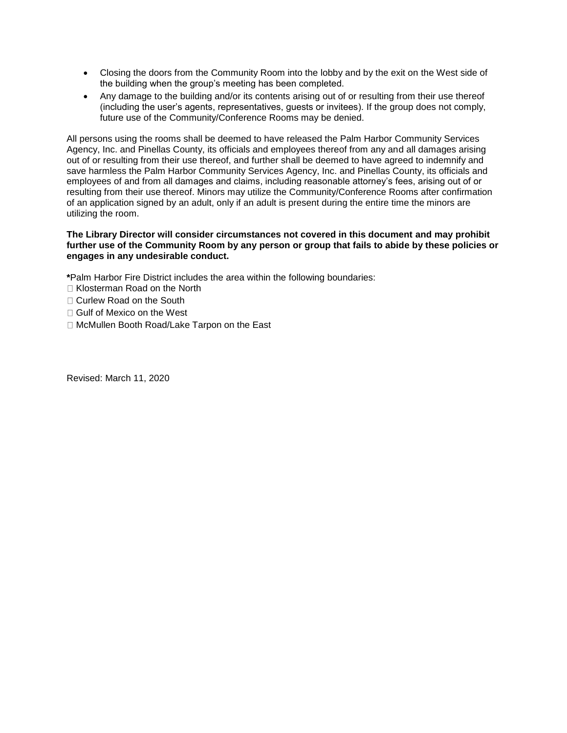- Closing the doors from the Community Room into the lobby and by the exit on the West side of the building when the group's meeting has been completed.
- Any damage to the building and/or its contents arising out of or resulting from their use thereof (including the user's agents, representatives, guests or invitees). If the group does not comply, future use of the Community/Conference Rooms may be denied.

All persons using the rooms shall be deemed to have released the Palm Harbor Community Services Agency, Inc. and Pinellas County, its officials and employees thereof from any and all damages arising out of or resulting from their use thereof, and further shall be deemed to have agreed to indemnify and save harmless the Palm Harbor Community Services Agency, Inc. and Pinellas County, its officials and employees of and from all damages and claims, including reasonable attorney's fees, arising out of or resulting from their use thereof. Minors may utilize the Community/Conference Rooms after confirmation of an application signed by an adult, only if an adult is present during the entire time the minors are utilizing the room.

**The Library Director will consider circumstances not covered in this document and may prohibit further use of the Community Room by any person or group that fails to abide by these policies or engages in any undesirable conduct.**

***Palm Harbor Fire District includes the area within the following boundaries:

- Klosterman Road on the North
- Curlew Road on the South
- Gulf of Mexico on the West
- McMullen Booth Road/Lake Tarpon on the East

Revised: March 11, 2020